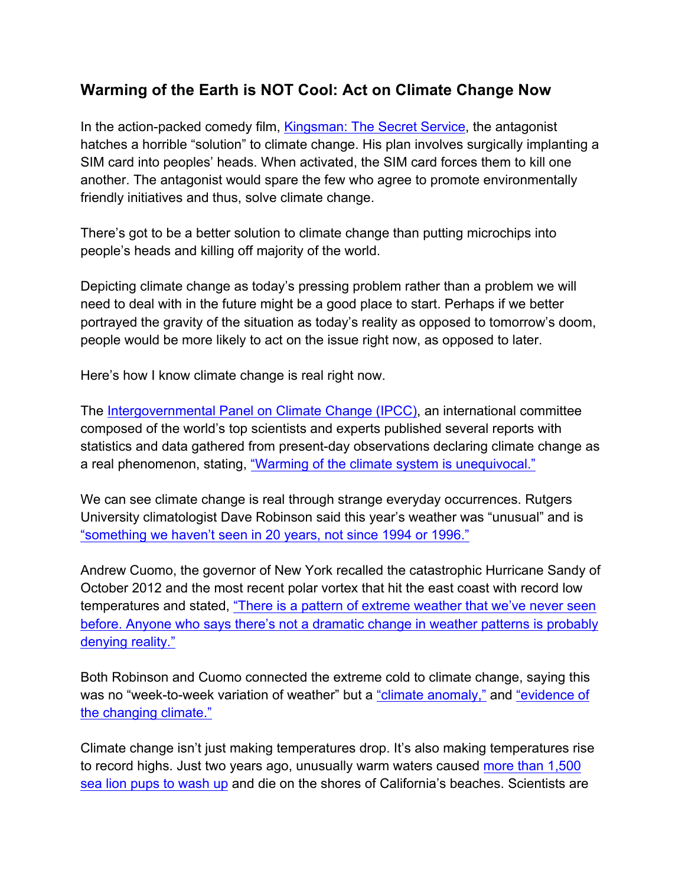## Warming of the Earth is NOT Cool: Act on Climate Change Now

In the action-packed comedy film, Kingsman: The Secret Service, the antagonist hatches a horrible "solution" to climate change. His plan involves surgically implanting a SIM card into peoples' heads. When activated, the SIM card forces them to kill one another. The antagonist would spare the few who agree to promote environmentally friendly initiatives and thus, solve climate change.

There's got to be a better solution to climate change than putting microchips into people's heads and killing off majority of the world.

Depicting climate change as today's pressing problem rather than a problem we will need to deal with in the future might be a good place to start. Perhaps if we better portrayed the gravity of the situation as today's reality as opposed to tomorrow's doom, people would be more likely to act on the issue right now, as opposed to later.

Here's how I know climate change is real right now.

The Intergovernmental Panel on Climate Change (IPCC), an international committee composed of the world's top scientists and experts published several reports with statistics and data gathered from present-day observations declaring climate change as a real phenomenon, stating, "Warming of the climate system is unequivocal."

We can see climate change is real through strange everyday occurrences. Rutgers University climatologist Dave Robinson said this year's weather was "unusual" and is "something we haven't seen in 20 years, not since 1994 or 1996."

Andrew Cuomo, the governor of New York recalled the catastrophic Hurricane Sandy of October 2012 and the most recent polar vortex that hit the east coast with record low temperatures and stated, "There is a pattern of extreme weather that we've never seen before. Anyone who says there's not a dramatic change in weather patterns is probably denying reality."

Both Robinson and Cuomo connected the extreme cold to climate change, saying this was no "week-to-week variation of weather" but a "climate anomaly," and "evidence of the changing climate."

Climate change isn't just making temperatures drop. It's also making temperatures rise to record highs. Just two years ago, unusually warm waters caused more than 1,500 sea lion pups to wash up and die on the shores of California's beaches. Scientists are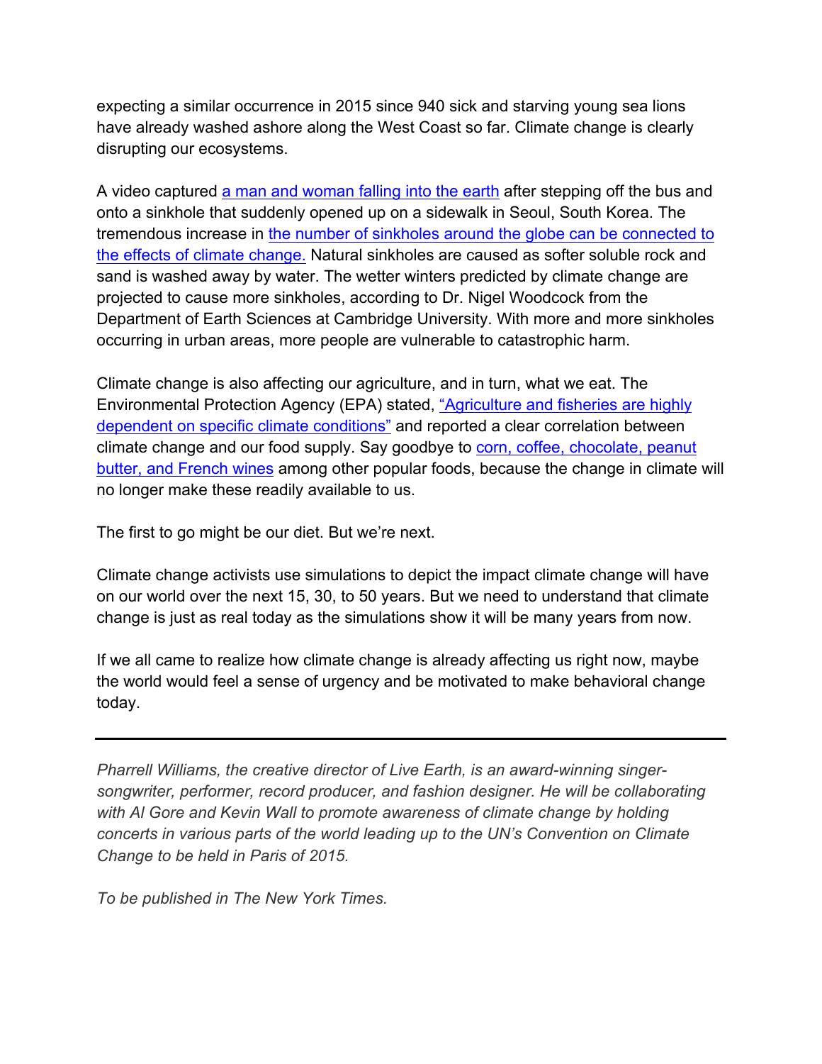expecting a similar occurrence in 2015 since 940 sick and starving young sea lions have already washed ashore along the West Coast so far. Climate change is clearly disrupting our ecosystems.

A video captured a man and woman falling into the earth after stepping off the bus and onto a sinkhole that suddenly opened up on a sidewalk in Seoul, South Korea. The tremendous increase in the number of sinkholes around the globe can be connected to the effects of climate change. Natural sinkholes are caused as softer soluble rock and sand is washed away by water. The wetter winters predicted by climate change are projected to cause more sinkholes, according to Dr. Nigel Woodcock from the Department of Earth Sciences at Cambridge University. With more and more sinkholes occurring in urban areas, more people are vulnerable to catastrophic harm.

Climate change is also affecting our agriculture, and in turn, what we eat. The Environmental Protection Agency (EPA) stated, "Agriculture and fisheries are highly dependent on specific climate conditions" and reported a clear correlation between climate change and our food supply. Say goodbye to corn, coffee, chocolate, peanut butter, and French wines among other popular foods, because the change in climate will no longer make these readily available to us.

The first to go might be our diet. But we're next.

Climate change activists use simulations to depict the impact climate change will have on our world over the next 15, 30, to 50 years. But we need to understand that climate change is just as real today as the simulations show it will be many years from now.

If we all came to realize how climate change is already affecting us right now, maybe the world would feel a sense of urgency and be motivated to make behavioral change today.

---

*Pharrell Williams, the creative director of Live Earth, is an award-winning singer-songwriter, performer, record producer, and fashion designer. He will be collaborating with Al Gore and Kevin Wall to promote awareness of climate change by holding concerts in various parts of the world leading up to the UN's Convention on Climate Change to be held in Paris of 2015.*

*To be published in The New York Times.*